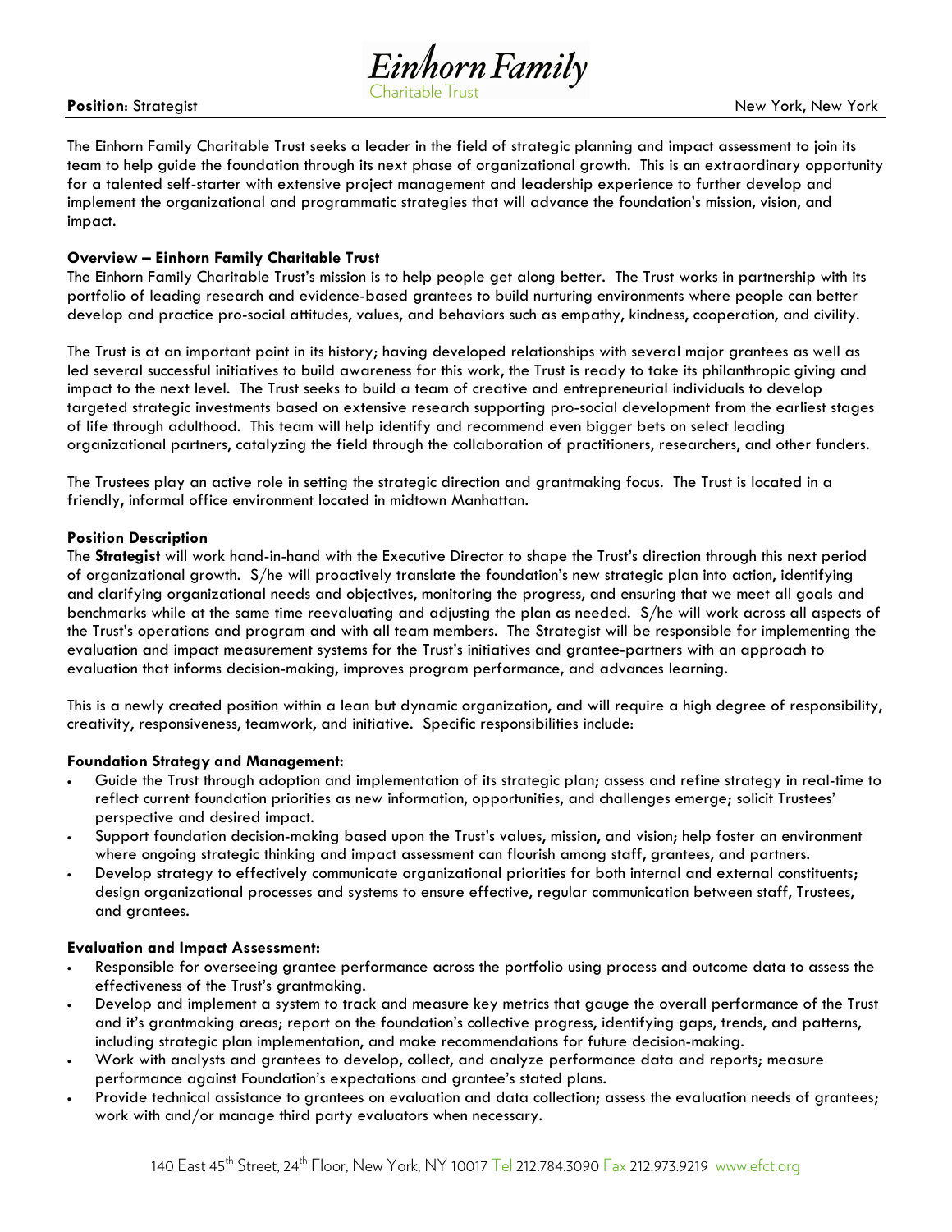**Einhorn Family** Charitable Trust

**Position**: Strategist — New York, New York

The Einhorn Family Charitable Trust seeks a leader in the field of strategic planning and impact assessment to join its team to help guide the foundation through its next phase of organizational growth. This is an extraordinary opportunity for a talented self-starter with extensive project management and leadership experience to further develop and implement the organizational and programmatic strategies that will advance the foundation's mission, vision, and impact.

**Overview – Einhorn Family Charitable Trust**

The Einhorn Family Charitable Trust's mission is to help people get along better. The Trust works in partnership with its portfolio of leading research and evidence-based grantees to build nurturing environments where people can better develop and practice pro-social attitudes, values, and behaviors such as empathy, kindness, cooperation, and civility.

The Trust is at an important point in its history; having developed relationships with several major grantees as well as led several successful initiatives to build awareness for this work, the Trust is ready to take its philanthropic giving and impact to the next level. The Trust seeks to build a team of creative and entrepreneurial individuals to develop targeted strategic investments based on extensive research supporting pro-social development from the earliest stages of life through adulthood. This team will help identify and recommend even bigger bets on select leading organizational partners, catalyzing the field through the collaboration of practitioners, researchers, and other funders.

The Trustees play an active role in setting the strategic direction and grantmaking focus. The Trust is located in a friendly, informal office environment located in midtown Manhattan.

**Position Description**

The **Strategist** will work hand-in-hand with the Executive Director to shape the Trust's direction through this next period of organizational growth. S/he will proactively translate the foundation's new strategic plan into action, identifying and clarifying organizational needs and objectives, monitoring the progress, and ensuring that we meet all goals and benchmarks while at the same time reevaluating and adjusting the plan as needed. S/he will work across all aspects of the Trust's operations and program and with all team members. The Strategist will be responsible for implementing the evaluation and impact measurement systems for the Trust's initiatives and grantee-partners with an approach to evaluation that informs decision-making, improves program performance, and advances learning.

This is a newly created position within a lean but dynamic organization, and will require a high degree of responsibility, creativity, responsiveness, teamwork, and initiative. Specific responsibilities include:

**Foundation Strategy and Management:**

- Guide the Trust through adoption and implementation of its strategic plan; assess and refine strategy in real-time to reflect current foundation priorities as new information, opportunities, and challenges emerge; solicit Trustees' perspective and desired impact.
- Support foundation decision-making based upon the Trust's values, mission, and vision; help foster an environment where ongoing strategic thinking and impact assessment can flourish among staff, grantees, and partners.
- Develop strategy to effectively communicate organizational priorities for both internal and external constituents; design organizational processes and systems to ensure effective, regular communication between staff, Trustees, and grantees.

**Evaluation and Impact Assessment:**

- Responsible for overseeing grantee performance across the portfolio using process and outcome data to assess the effectiveness of the Trust's grantmaking.
- Develop and implement a system to track and measure key metrics that gauge the overall performance of the Trust and it's grantmaking areas; report on the foundation's collective progress, identifying gaps, trends, and patterns, including strategic plan implementation, and make recommendations for future decision-making.
- Work with analysts and grantees to develop, collect, and analyze performance data and reports; measure performance against Foundation's expectations and grantee's stated plans.
- Provide technical assistance to grantees on evaluation and data collection; assess the evaluation needs of grantees; work with and/or manage third party evaluators when necessary.

140 East 45th Street, 24th Floor, New York, NY 10017 Tel 212.784.3090 Fax 212.973.9219 www.efct.org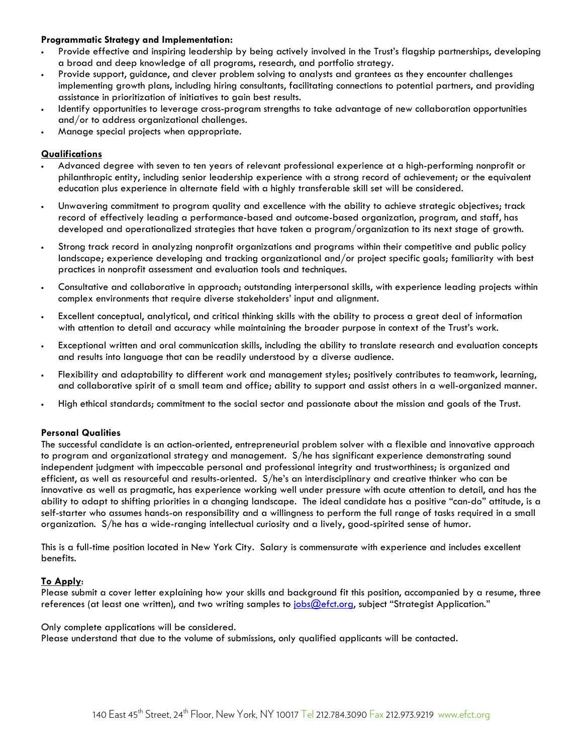**Programmatic Strategy and Implementation:**

- Provide effective and inspiring leadership by being actively involved in the Trust's flagship partnerships, developing a broad and deep knowledge of all programs, research, and portfolio strategy.
- Provide support, guidance, and clever problem solving to analysts and grantees as they encounter challenges implementing growth plans, including hiring consultants, facilitating connections to potential partners, and providing assistance in prioritization of initiatives to gain best results.
- Identify opportunities to leverage cross-program strengths to take advantage of new collaboration opportunities and/or to address organizational challenges.
- Manage special projects when appropriate.

**Qualifications**

- Advanced degree with seven to ten years of relevant professional experience at a high-performing nonprofit or philanthropic entity, including senior leadership experience with a strong record of achievement; or the equivalent education plus experience in alternate field with a highly transferable skill set will be considered.
- Unwavering commitment to program quality and excellence with the ability to achieve strategic objectives; track record of effectively leading a performance-based and outcome-based organization, program, and staff, has developed and operationalized strategies that have taken a program/organization to its next stage of growth.
- Strong track record in analyzing nonprofit organizations and programs within their competitive and public policy landscape; experience developing and tracking organizational and/or project specific goals; familiarity with best practices in nonprofit assessment and evaluation tools and techniques.
- Consultative and collaborative in approach; outstanding interpersonal skills, with experience leading projects within complex environments that require diverse stakeholders' input and alignment.
- Excellent conceptual, analytical, and critical thinking skills with the ability to process a great deal of information with attention to detail and accuracy while maintaining the broader purpose in context of the Trust's work.
- Exceptional written and oral communication skills, including the ability to translate research and evaluation concepts and results into language that can be readily understood by a diverse audience.
- Flexibility and adaptability to different work and management styles; positively contributes to teamwork, learning, and collaborative spirit of a small team and office; ability to support and assist others in a well-organized manner.
- High ethical standards; commitment to the social sector and passionate about the mission and goals of the Trust.

**Personal Qualities**

The successful candidate is an action-oriented, entrepreneurial problem solver with a flexible and innovative approach to program and organizational strategy and management. S/he has significant experience demonstrating sound independent judgment with impeccable personal and professional integrity and trustworthiness; is organized and efficient, as well as resourceful and results-oriented. S/he's an interdisciplinary and creative thinker who can be innovative as well as pragmatic, has experience working well under pressure with acute attention to detail, and has the ability to adapt to shifting priorities in a changing landscape. The ideal candidate has a positive "can-do" attitude, is a self-starter who assumes hands-on responsibility and a willingness to perform the full range of tasks required in a small organization. S/he has a wide-ranging intellectual curiosity and a lively, good-spirited sense of humor.

This is a full-time position located in New York City. Salary is commensurate with experience and includes excellent benefits.

**To Apply:**

Please submit a cover letter explaining how your skills and background fit this position, accompanied by a resume, three references (at least one written), and two writing samples to jobs@efct.org, subject "Strategist Application."

Only complete applications will be considered.
Please understand that due to the volume of submissions, only qualified applicants will be contacted.

140 East 45th Street, 24th Floor, New York, NY 10017 Tel 212.784.3090 Fax 212.973.9219 www.efct.org